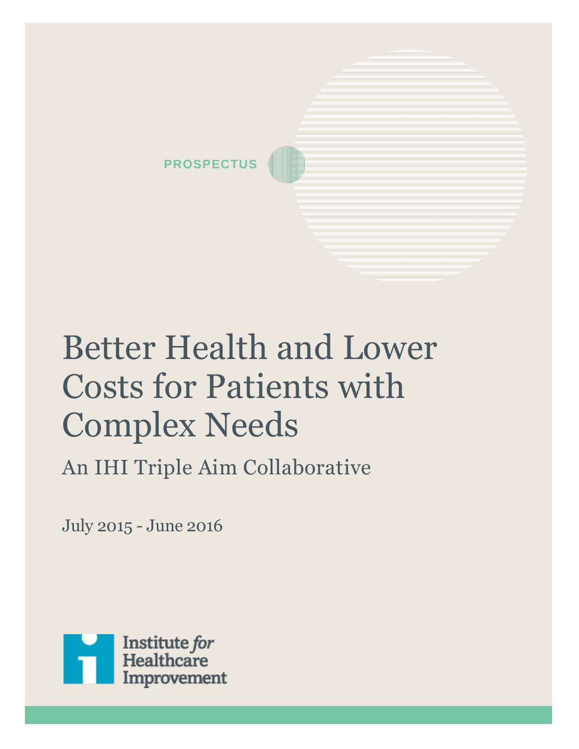PROSPECTUS

# Better Health and Lower Costs for Patients with Complex Needs

## An IHI Triple Aim Collaborative

July 2015 - June 2016

Institute *for* Healthcare Improvement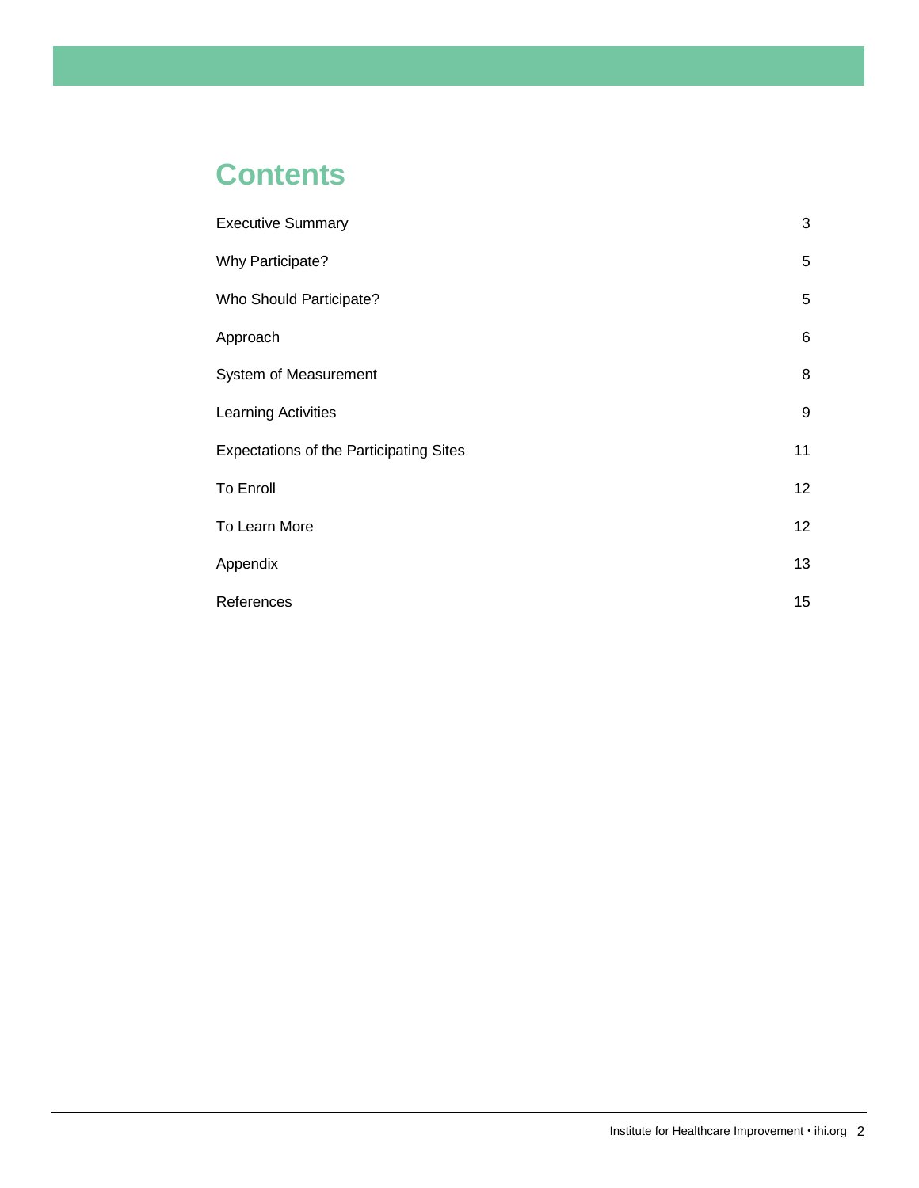# Contents

| | |
|---|---|
| Executive Summary | 3 |
| Why Participate? | 5 |
| Who Should Participate? | 5 |
| Approach | 6 |
| System of Measurement | 8 |
| Learning Activities | 9 |
| Expectations of the Participating Sites | 11 |
| To Enroll | 12 |
| To Learn More | 12 |
| Appendix | 13 |
| References | 15 |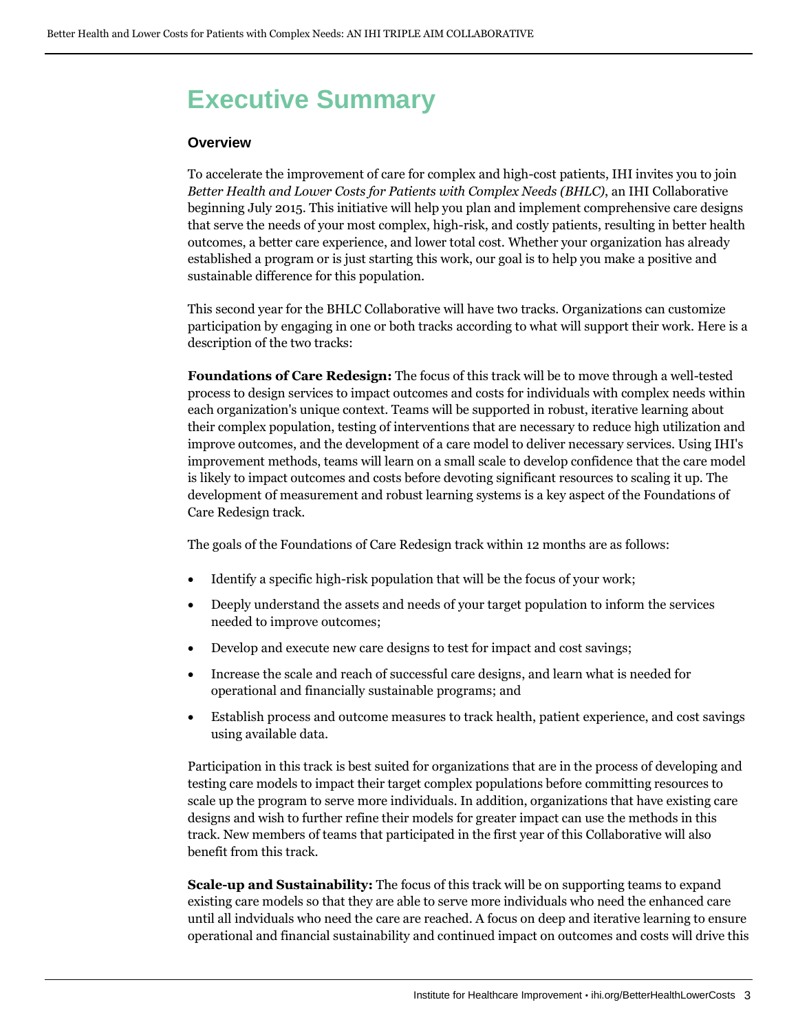# Executive Summary

### Overview

To accelerate the improvement of care for complex and high-cost patients, IHI invites you to join *Better Health and Lower Costs for Patients with Complex Needs (BHLC)*, an IHI Collaborative beginning July 2015. This initiative will help you plan and implement comprehensive care designs that serve the needs of your most complex, high-risk, and costly patients, resulting in better health outcomes, a better care experience, and lower total cost. Whether your organization has already established a program or is just starting this work, our goal is to help you make a positive and sustainable difference for this population.

This second year for the BHLC Collaborative will have two tracks. Organizations can customize participation by engaging in one or both tracks according to what will support their work. Here is a description of the two tracks:

**Foundations of Care Redesign:** The focus of this track will be to move through a well-tested process to design services to impact outcomes and costs for individuals with complex needs within each organization's unique context. Teams will be supported in robust, iterative learning about their complex population, testing of interventions that are necessary to reduce high utilization and improve outcomes, and the development of a care model to deliver necessary services. Using IHI's improvement methods, teams will learn on a small scale to develop confidence that the care model is likely to impact outcomes and costs before devoting significant resources to scaling it up. The development of measurement and robust learning systems is a key aspect of the Foundations of Care Redesign track.

The goals of the Foundations of Care Redesign track within 12 months are as follows:

- Identify a specific high-risk population that will be the focus of your work;
- Deeply understand the assets and needs of your target population to inform the services needed to improve outcomes;
- Develop and execute new care designs to test for impact and cost savings;
- Increase the scale and reach of successful care designs, and learn what is needed for operational and financially sustainable programs; and
- Establish process and outcome measures to track health, patient experience, and cost savings using available data.

Participation in this track is best suited for organizations that are in the process of developing and testing care models to impact their target complex populations before committing resources to scale up the program to serve more individuals. In addition, organizations that have existing care designs and wish to further refine their models for greater impact can use the methods in this track. New members of teams that participated in the first year of this Collaborative will also benefit from this track.

**Scale-up and Sustainability:** The focus of this track will be on supporting teams to expand existing care models so that they are able to serve more individuals who need the enhanced care until all indviduals who need the care are reached. A focus on deep and iterative learning to ensure operational and financial sustainability and continued impact on outcomes and costs will drive this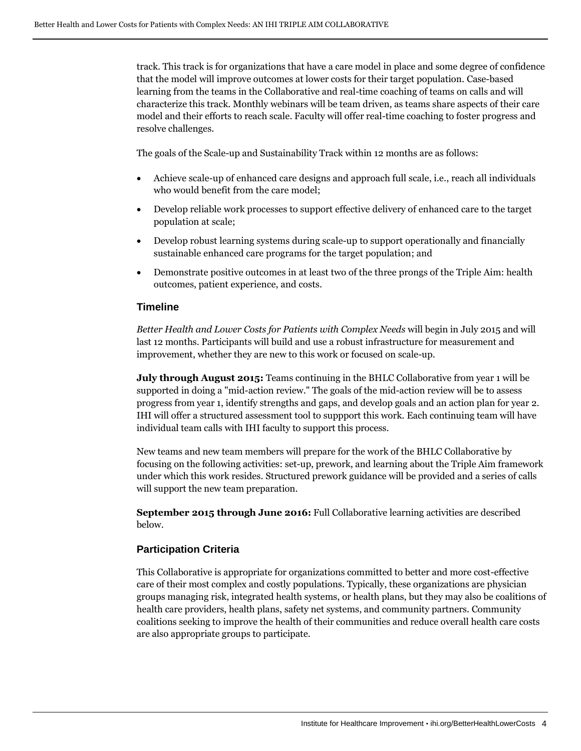track. This track is for organizations that have a care model in place and some degree of confidence that the model will improve outcomes at lower costs for their target population. Case-based learning from the teams in the Collaborative and real-time coaching of teams on calls and will characterize this track. Monthly webinars will be team driven, as teams share aspects of their care model and their efforts to reach scale. Faculty will offer real-time coaching to foster progress and resolve challenges.

The goals of the Scale-up and Sustainability Track within 12 months are as follows:

- Achieve scale-up of enhanced care designs and approach full scale, i.e., reach all individuals who would benefit from the care model;
- Develop reliable work processes to support effective delivery of enhanced care to the target population at scale;
- Develop robust learning systems during scale-up to support operationally and financially sustainable enhanced care programs for the target population; and
- Demonstrate positive outcomes in at least two of the three prongs of the Triple Aim: health outcomes, patient experience, and costs.

### Timeline

*Better Health and Lower Costs for Patients with Complex Needs* will begin in July 2015 and will last 12 months. Participants will build and use a robust infrastructure for measurement and improvement, whether they are new to this work or focused on scale-up.

**July through August 2015:** Teams continuing in the BHLC Collaborative from year 1 will be supported in doing a "mid-action review." The goals of the mid-action review will be to assess progress from year 1, identify strengths and gaps, and develop goals and an action plan for year 2. IHI will offer a structured assessment tool to suppport this work. Each continuing team will have individual team calls with IHI faculty to support this process.

New teams and new team members will prepare for the work of the BHLC Collaborative by focusing on the following activities: set-up, prework, and learning about the Triple Aim framework under which this work resides. Structured prework guidance will be provided and a series of calls will support the new team preparation.

**September 2015 through June 2016:** Full Collaborative learning activities are described below.

### Participation Criteria

This Collaborative is appropriate for organizations committed to better and more cost-effective care of their most complex and costly populations. Typically, these organizations are physician groups managing risk, integrated health systems, or health plans, but they may also be coalitions of health care providers, health plans, safety net systems, and community partners. Community coalitions seeking to improve the health of their communities and reduce overall health care costs are also appropriate groups to participate.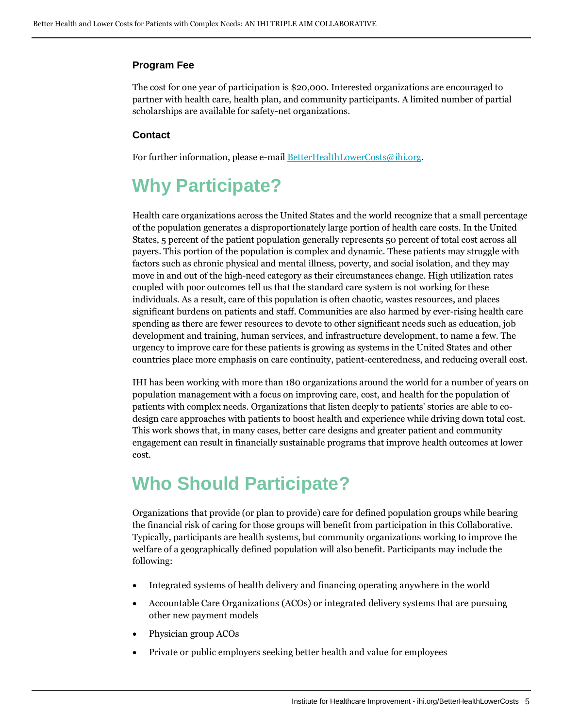### Program Fee

The cost for one year of participation is $20,000. Interested organizations are encouraged to partner with health care, health plan, and community participants. A limited number of partial scholarships are available for safety-net organizations.

### Contact

For further information, please e-mail [BetterHealthLowerCosts@ihi.org](mailto:BetterHealthLowerCosts@ihi.org).

## Why Participate?

Health care organizations across the United States and the world recognize that a small percentage of the population generates a disproportionately large portion of health care costs. In the United States, 5 percent of the patient population generally represents 50 percent of total cost across all payers. This portion of the population is complex and dynamic. These patients may struggle with factors such as chronic physical and mental illness, poverty, and social isolation, and they may move in and out of the high-need category as their circumstances change. High utilization rates coupled with poor outcomes tell us that the standard care system is not working for these individuals. As a result, care of this population is often chaotic, wastes resources, and places significant burdens on patients and staff. Communities are also harmed by ever-rising health care spending as there are fewer resources to devote to other significant needs such as education, job development and training, human services, and infrastructure development, to name a few. The urgency to improve care for these patients is growing as systems in the United States and other countries place more emphasis on care continuity, patient-centeredness, and reducing overall cost.

IHI has been working with more than 180 organizations around the world for a number of years on population management with a focus on improving care, cost, and health for the population of patients with complex needs. Organizations that listen deeply to patients' stories are able to co-design care approaches with patients to boost health and experience while driving down total cost. This work shows that, in many cases, better care designs and greater patient and community engagement can result in financially sustainable programs that improve health outcomes at lower cost.

## Who Should Participate?

Organizations that provide (or plan to provide) care for defined population groups while bearing the financial risk of caring for those groups will benefit from participation in this Collaborative. Typically, participants are health systems, but community organizations working to improve the welfare of a geographically defined population will also benefit. Participants may include the following:

- Integrated systems of health delivery and financing operating anywhere in the world
- Accountable Care Organizations (ACOs) or integrated delivery systems that are pursuing other new payment models
- Physician group ACOs
- Private or public employers seeking better health and value for employees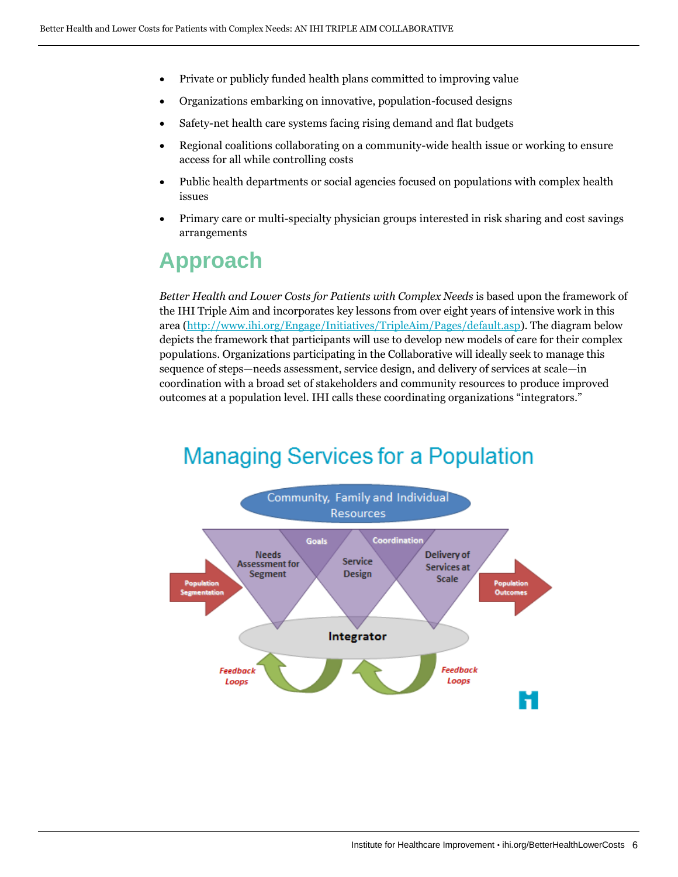- Private or publicly funded health plans committed to improving value
- Organizations embarking on innovative, population-focused designs
- Safety-net health care systems facing rising demand and flat budgets
- Regional coalitions collaborating on a community-wide health issue or working to ensure access for all while controlling costs
- Public health departments or social agencies focused on populations with complex health issues
- Primary care or multi-specialty physician groups interested in risk sharing and cost savings arrangements

# Approach

*Better Health and Lower Costs for Patients with Complex Needs* is based upon the framework of the IHI Triple Aim and incorporates key lessons from over eight years of intensive work in this area (http://www.ihi.org/Engage/Initiatives/TripleAim/Pages/default.asp). The diagram below depicts the framework that participants will use to develop new models of care for their complex populations. Organizations participating in the Collaborative will ideally seek to manage this sequence of steps—needs assessment, service design, and delivery of services at scale—in coordination with a broad set of stakeholders and community resources to produce improved outcomes at a population level. IHI calls these coordinating organizations "integrators."

## Managing Services for a Population

Community, Family and Individual Resources

Population Segmentation → Needs Assessment for Segment → Goals → Service Design → Coordination → Delivery of Services at Scale → Population Outcomes

Integrator

Feedback Loops

Feedback Loops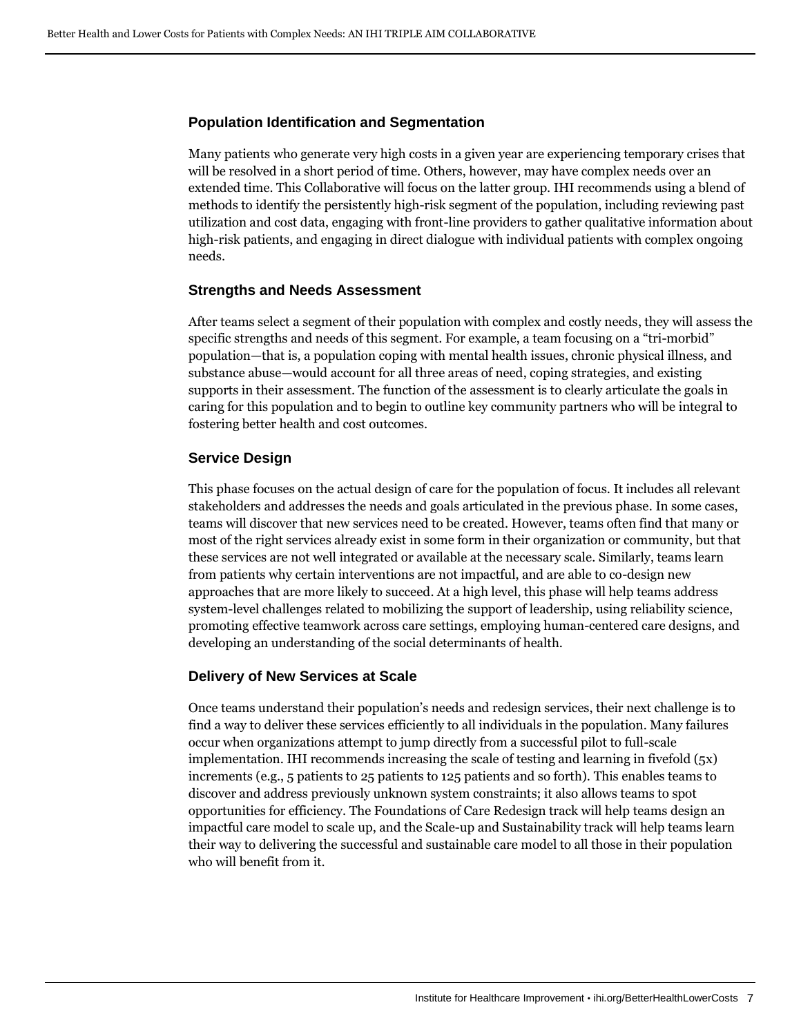### Population Identification and Segmentation

Many patients who generate very high costs in a given year are experiencing temporary crises that will be resolved in a short period of time. Others, however, may have complex needs over an extended time. This Collaborative will focus on the latter group. IHI recommends using a blend of methods to identify the persistently high-risk segment of the population, including reviewing past utilization and cost data, engaging with front-line providers to gather qualitative information about high-risk patients, and engaging in direct dialogue with individual patients with complex ongoing needs.

### Strengths and Needs Assessment

After teams select a segment of their population with complex and costly needs, they will assess the specific strengths and needs of this segment. For example, a team focusing on a "tri-morbid" population—that is, a population coping with mental health issues, chronic physical illness, and substance abuse—would account for all three areas of need, coping strategies, and existing supports in their assessment. The function of the assessment is to clearly articulate the goals in caring for this population and to begin to outline key community partners who will be integral to fostering better health and cost outcomes.

### Service Design

This phase focuses on the actual design of care for the population of focus. It includes all relevant stakeholders and addresses the needs and goals articulated in the previous phase. In some cases, teams will discover that new services need to be created. However, teams often find that many or most of the right services already exist in some form in their organization or community, but that these services are not well integrated or available at the necessary scale. Similarly, teams learn from patients why certain interventions are not impactful, and are able to co-design new approaches that are more likely to succeed. At a high level, this phase will help teams address system-level challenges related to mobilizing the support of leadership, using reliability science, promoting effective teamwork across care settings, employing human-centered care designs, and developing an understanding of the social determinants of health.

### Delivery of New Services at Scale

Once teams understand their population's needs and redesign services, their next challenge is to find a way to deliver these services efficiently to all individuals in the population. Many failures occur when organizations attempt to jump directly from a successful pilot to full-scale implementation. IHI recommends increasing the scale of testing and learning in fivefold (5x) increments (e.g., 5 patients to 25 patients to 125 patients and so forth). This enables teams to discover and address previously unknown system constraints; it also allows teams to spot opportunities for efficiency. The Foundations of Care Redesign track will help teams design an impactful care model to scale up, and the Scale-up and Sustainability track will help teams learn their way to delivering the successful and sustainable care model to all those in their population who will benefit from it.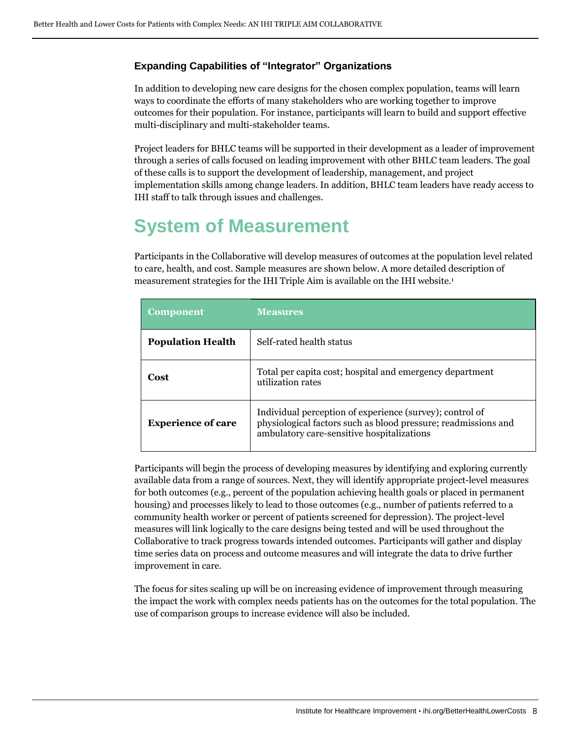### Expanding Capabilities of "Integrator" Organizations

In addition to developing new care designs for the chosen complex population, teams will learn ways to coordinate the efforts of many stakeholders who are working together to improve outcomes for their population. For instance, participants will learn to build and support effective multi-disciplinary and multi-stakeholder teams.

Project leaders for BHLC teams will be supported in their development as a leader of improvement through a series of calls focused on leading improvement with other BHLC team leaders. The goal of these calls is to support the development of leadership, management, and project implementation skills among change leaders. In addition, BHLC team leaders have ready access to IHI staff to talk through issues and challenges.

## System of Measurement

Participants in the Collaborative will develop measures of outcomes at the population level related to care, health, and cost. Sample measures are shown below. A more detailed description of measurement strategies for the IHI Triple Aim is available on the IHI website.[1]

| Component | Measures |
|---|---|
| **Population Health** | Self-rated health status |
| **Cost** | Total per capita cost; hospital and emergency department utilization rates |
| **Experience of care** | Individual perception of experience (survey); control of physiological factors such as blood pressure; readmissions and ambulatory care-sensitive hospitalizations |

Participants will begin the process of developing measures by identifying and exploring currently available data from a range of sources. Next, they will identify appropriate project-level measures for both outcomes (e.g., percent of the population achieving health goals or placed in permanent housing) and processes likely to lead to those outcomes (e.g., number of patients referred to a community health worker or percent of patients screened for depression). The project-level measures will link logically to the care designs being tested and will be used throughout the Collaborative to track progress towards intended outcomes. Participants will gather and display time series data on process and outcome measures and will integrate the data to drive further improvement in care.

The focus for sites scaling up will be on increasing evidence of improvement through measuring the impact the work with complex needs patients has on the outcomes for the total population. The use of comparison groups to increase evidence will also be included.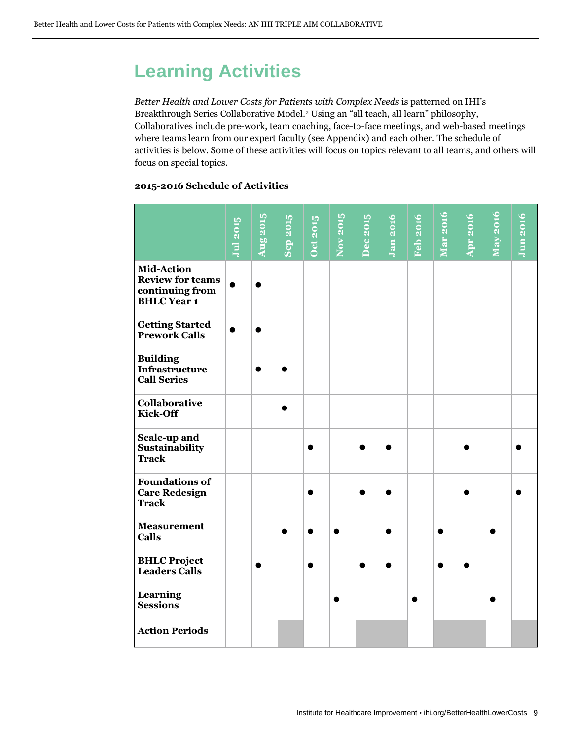# Learning Activities

*Better Health and Lower Costs for Patients with Complex Needs* is patterned on IHI's Breakthrough Series Collaborative Model.[2] Using an "all teach, all learn" philosophy, Collaboratives include pre-work, team coaching, face-to-face meetings, and web-based meetings where teams learn from our expert faculty (see Appendix) and each other. The schedule of activities is below. Some of these activities will focus on topics relevant to all teams, and others will focus on special topics.

**2015-2016 Schedule of Activities**

| | Jul 2015 | Aug 2015 | Sep 2015 | Oct 2015 | Nov 2015 | Dec 2015 | Jan 2016 | Feb 2016 | Mar 2016 | Apr 2016 | May 2016 | Jun 2016 |
|---|---|---|---|---|---|---|---|---|---|---|---|---|
| **Mid-Action Review for teams continuing from BHLC Year 1** | ● | ● | | | | | | | | | | |
| **Getting Started Prework Calls** | ● | ● | | | | | | | | | | |
| **Building Infrastructure Call Series** | | ● | ● | | | | | | | | | |
| **Collaborative Kick-Off** | | | ● | | | | | | | | | |
| **Scale-up and Sustainability Track** | | | | ● | | ● | ● | | | ● | | ● |
| **Foundations of Care Redesign Track** | | | | ● | | ● | ● | | | ● | | ● |
| **Measurement Calls** | | | ● | ● | ● | | ● | | ● | | ● | |
| **BHLC Project Leaders Calls** | | ● | | ● | | ● | ● | | ● | ● | | |
| **Learning Sessions** | | | | | ● | | | ● | | | ● | |
| **Action Periods** | | | ■ | | | ■ | ■ | | ■ | ■ | | ■ |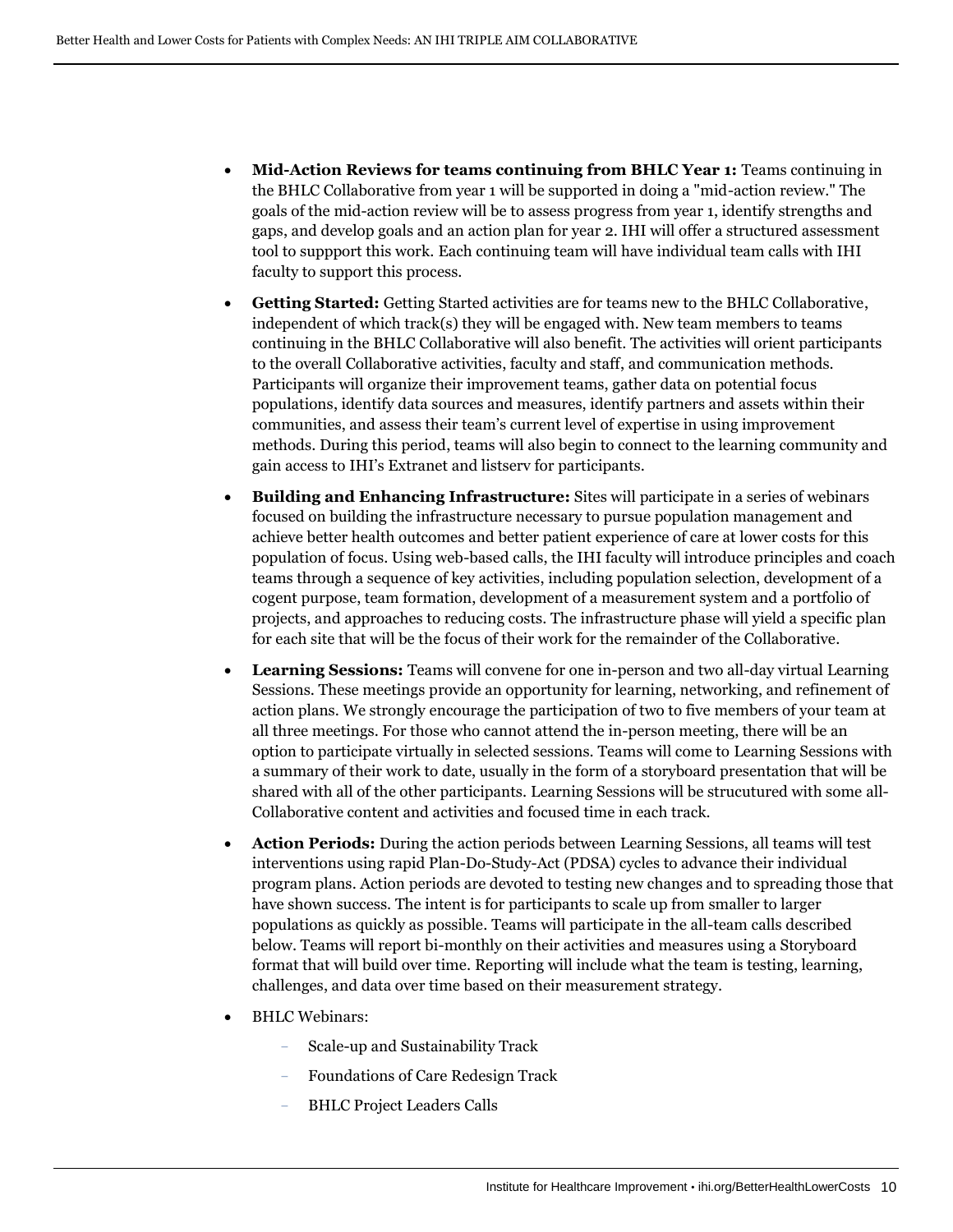- **Mid-Action Reviews for teams continuing from BHLC Year 1:** Teams continuing in the BHLC Collaborative from year 1 will be supported in doing a "mid-action review." The goals of the mid-action review will be to assess progress from year 1, identify strengths and gaps, and develop goals and an action plan for year 2. IHI will offer a structured assessment tool to suppport this work. Each continuing team will have individual team calls with IHI faculty to support this process.
- **Getting Started:** Getting Started activities are for teams new to the BHLC Collaborative, independent of which track(s) they will be engaged with. New team members to teams continuing in the BHLC Collaborative will also benefit. The activities will orient participants to the overall Collaborative activities, faculty and staff, and communication methods. Participants will organize their improvement teams, gather data on potential focus populations, identify data sources and measures, identify partners and assets within their communities, and assess their team's current level of expertise in using improvement methods. During this period, teams will also begin to connect to the learning community and gain access to IHI's Extranet and listserv for participants.
- **Building and Enhancing Infrastructure:** Sites will participate in a series of webinars focused on building the infrastructure necessary to pursue population management and achieve better health outcomes and better patient experience of care at lower costs for this population of focus. Using web-based calls, the IHI faculty will introduce principles and coach teams through a sequence of key activities, including population selection, development of a cogent purpose, team formation, development of a measurement system and a portfolio of projects, and approaches to reducing costs. The infrastructure phase will yield a specific plan for each site that will be the focus of their work for the remainder of the Collaborative.
- **Learning Sessions:** Teams will convene for one in-person and two all-day virtual Learning Sessions. These meetings provide an opportunity for learning, networking, and refinement of action plans. We strongly encourage the participation of two to five members of your team at all three meetings. For those who cannot attend the in-person meeting, there will be an option to participate virtually in selected sessions. Teams will come to Learning Sessions with a summary of their work to date, usually in the form of a storyboard presentation that will be shared with all of the other participants. Learning Sessions will be strucutured with some all-Collaborative content and activities and focused time in each track.
- **Action Periods:** During the action periods between Learning Sessions, all teams will test interventions using rapid Plan-Do-Study-Act (PDSA) cycles to advance their individual program plans. Action periods are devoted to testing new changes and to spreading those that have shown success. The intent is for participants to scale up from smaller to larger populations as quickly as possible. Teams will participate in the all-team calls described below. Teams will report bi-monthly on their activities and measures using a Storyboard format that will build over time. Reporting will include what the team is testing, learning, challenges, and data over time based on their measurement strategy.
- BHLC Webinars:
  - Scale-up and Sustainability Track
  - Foundations of Care Redesign Track
  - BHLC Project Leaders Calls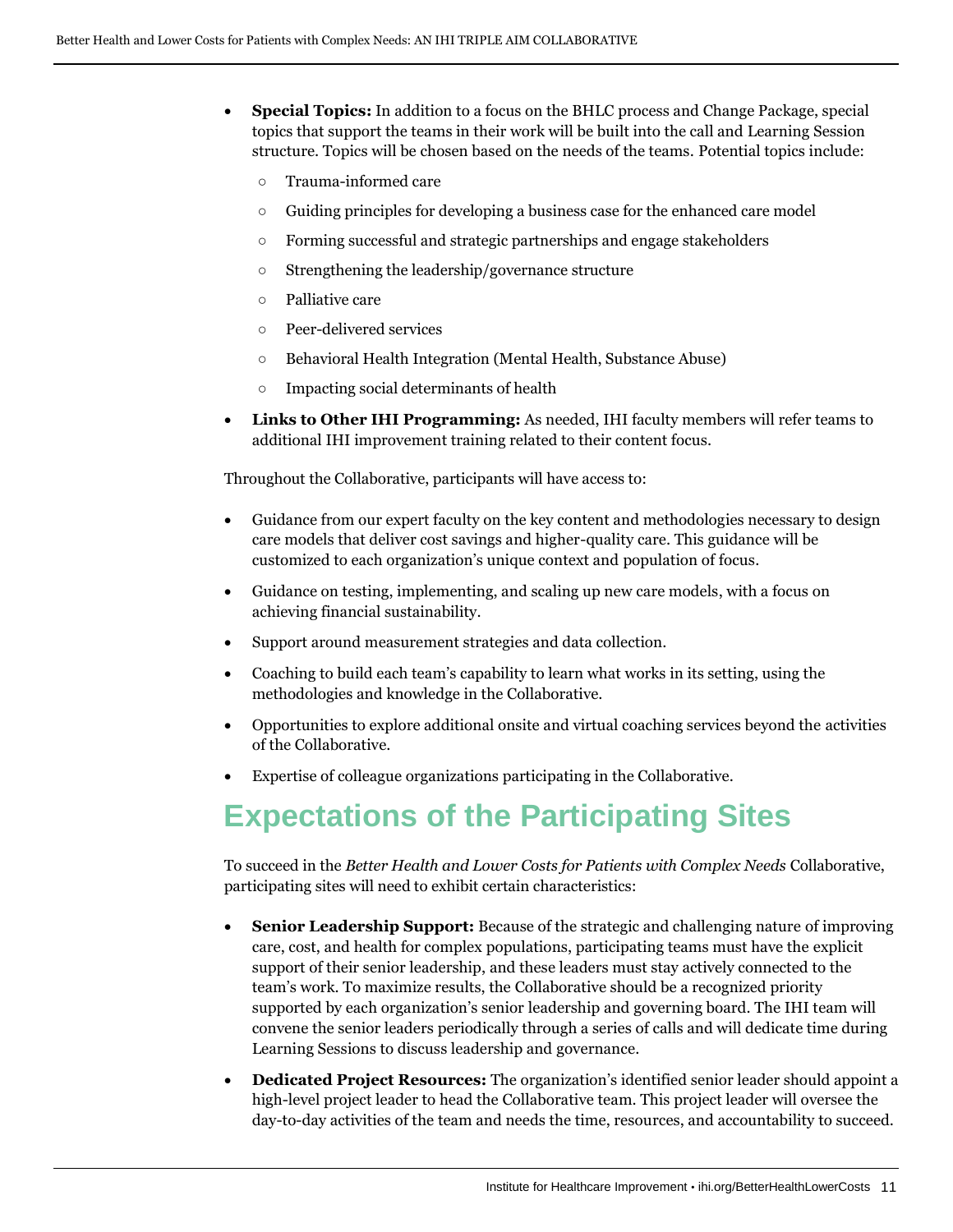- **Special Topics:** In addition to a focus on the BHLC process and Change Package, special topics that support the teams in their work will be built into the call and Learning Session structure. Topics will be chosen based on the needs of the teams. Potential topics include:
    - Trauma-informed care
    - Guiding principles for developing a business case for the enhanced care model
    - Forming successful and strategic partnerships and engage stakeholders
    - Strengthening the leadership/governance structure
    - Palliative care
    - Peer-delivered services
    - Behavioral Health Integration (Mental Health, Substance Abuse)
    - Impacting social determinants of health
- **Links to Other IHI Programming:** As needed, IHI faculty members will refer teams to additional IHI improvement training related to their content focus.

Throughout the Collaborative, participants will have access to:

- Guidance from our expert faculty on the key content and methodologies necessary to design care models that deliver cost savings and higher-quality care. This guidance will be customized to each organization's unique context and population of focus.
- Guidance on testing, implementing, and scaling up new care models, with a focus on achieving financial sustainability.
- Support around measurement strategies and data collection.
- Coaching to build each team's capability to learn what works in its setting, using the methodologies and knowledge in the Collaborative.
- Opportunities to explore additional onsite and virtual coaching services beyond the activities of the Collaborative.
- Expertise of colleague organizations participating in the Collaborative.

# Expectations of the Participating Sites

To succeed in the *Better Health and Lower Costs for Patients with Complex Needs* Collaborative, participating sites will need to exhibit certain characteristics:

- **Senior Leadership Support:** Because of the strategic and challenging nature of improving care, cost, and health for complex populations, participating teams must have the explicit support of their senior leadership, and these leaders must stay actively connected to the team's work. To maximize results, the Collaborative should be a recognized priority supported by each organization's senior leadership and governing board. The IHI team will convene the senior leaders periodically through a series of calls and will dedicate time during Learning Sessions to discuss leadership and governance.
- **Dedicated Project Resources:** The organization's identified senior leader should appoint a high-level project leader to head the Collaborative team. This project leader will oversee the day-to-day activities of the team and needs the time, resources, and accountability to succeed.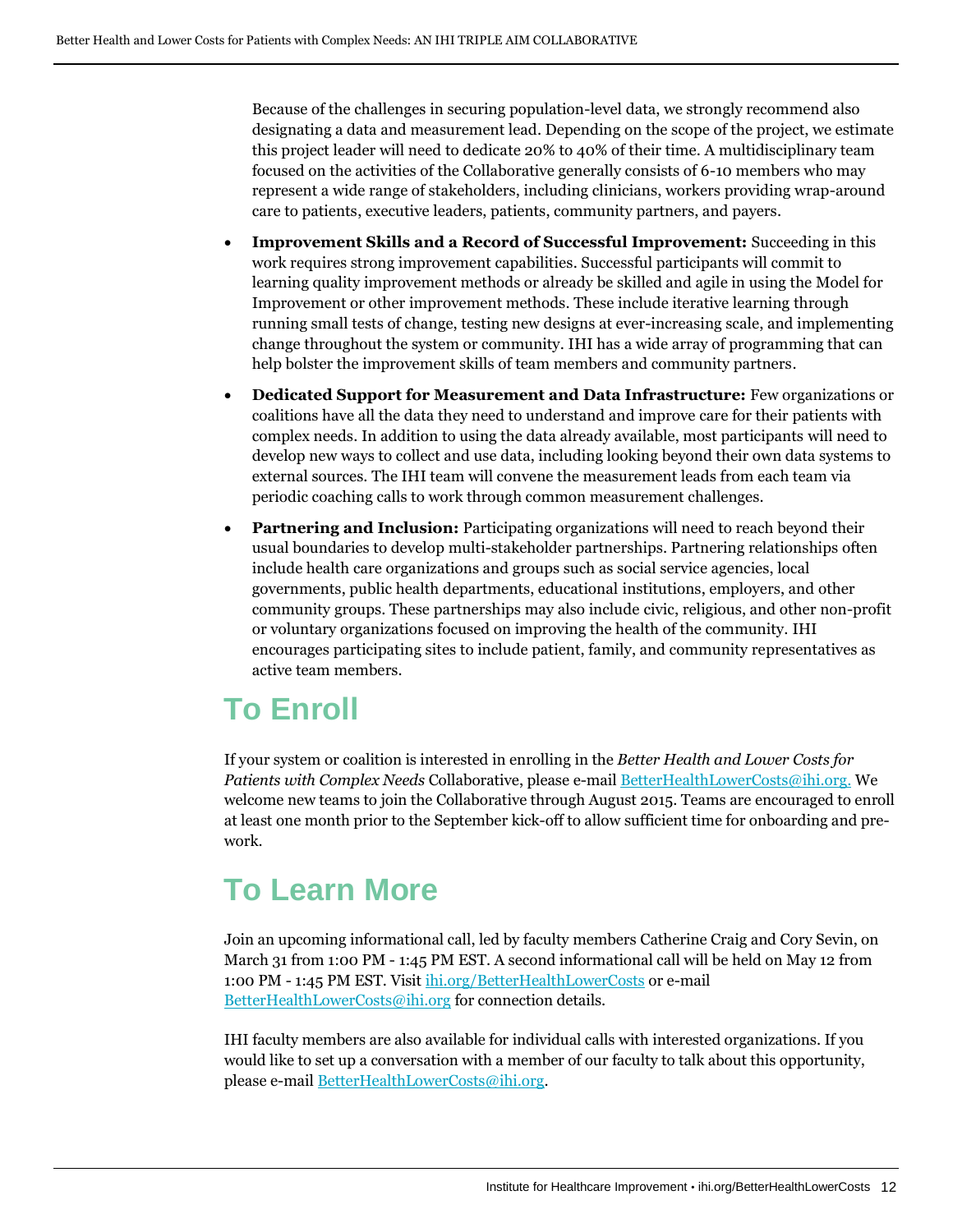Because of the challenges in securing population-level data, we strongly recommend also designating a data and measurement lead. Depending on the scope of the project, we estimate this project leader will need to dedicate 20% to 40% of their time. A multidisciplinary team focused on the activities of the Collaborative generally consists of 6-10 members who may represent a wide range of stakeholders, including clinicians, workers providing wrap-around care to patients, executive leaders, patients, community partners, and payers.

- **Improvement Skills and a Record of Successful Improvement:** Succeeding in this work requires strong improvement capabilities. Successful participants will commit to learning quality improvement methods or already be skilled and agile in using the Model for Improvement or other improvement methods. These include iterative learning through running small tests of change, testing new designs at ever-increasing scale, and implementing change throughout the system or community. IHI has a wide array of programming that can help bolster the improvement skills of team members and community partners.
- **Dedicated Support for Measurement and Data Infrastructure:** Few organizations or coalitions have all the data they need to understand and improve care for their patients with complex needs. In addition to using the data already available, most participants will need to develop new ways to collect and use data, including looking beyond their own data systems to external sources. The IHI team will convene the measurement leads from each team via periodic coaching calls to work through common measurement challenges.
- **Partnering and Inclusion:** Participating organizations will need to reach beyond their usual boundaries to develop multi-stakeholder partnerships. Partnering relationships often include health care organizations and groups such as social service agencies, local governments, public health departments, educational institutions, employers, and other community groups. These partnerships may also include civic, religious, and other non-profit or voluntary organizations focused on improving the health of the community. IHI encourages participating sites to include patient, family, and community representatives as active team members.

# To Enroll

If your system or coalition is interested in enrolling in the *Better Health and Lower Costs for Patients with Complex Needs* Collaborative, please e-mail BetterHealthLowerCosts@ihi.org. We welcome new teams to join the Collaborative through August 2015. Teams are encouraged to enroll at least one month prior to the September kick-off to allow sufficient time for onboarding and pre-work.

# To Learn More

Join an upcoming informational call, led by faculty members Catherine Craig and Cory Sevin, on March 31 from 1:00 PM - 1:45 PM EST. A second informational call will be held on May 12 from 1:00 PM - 1:45 PM EST. Visit ihi.org/BetterHealthLowerCosts or e-mail BetterHealthLowerCosts@ihi.org for connection details.

IHI faculty members are also available for individual calls with interested organizations. If you would like to set up a conversation with a member of our faculty to talk about this opportunity, please e-mail BetterHealthLowerCosts@ihi.org.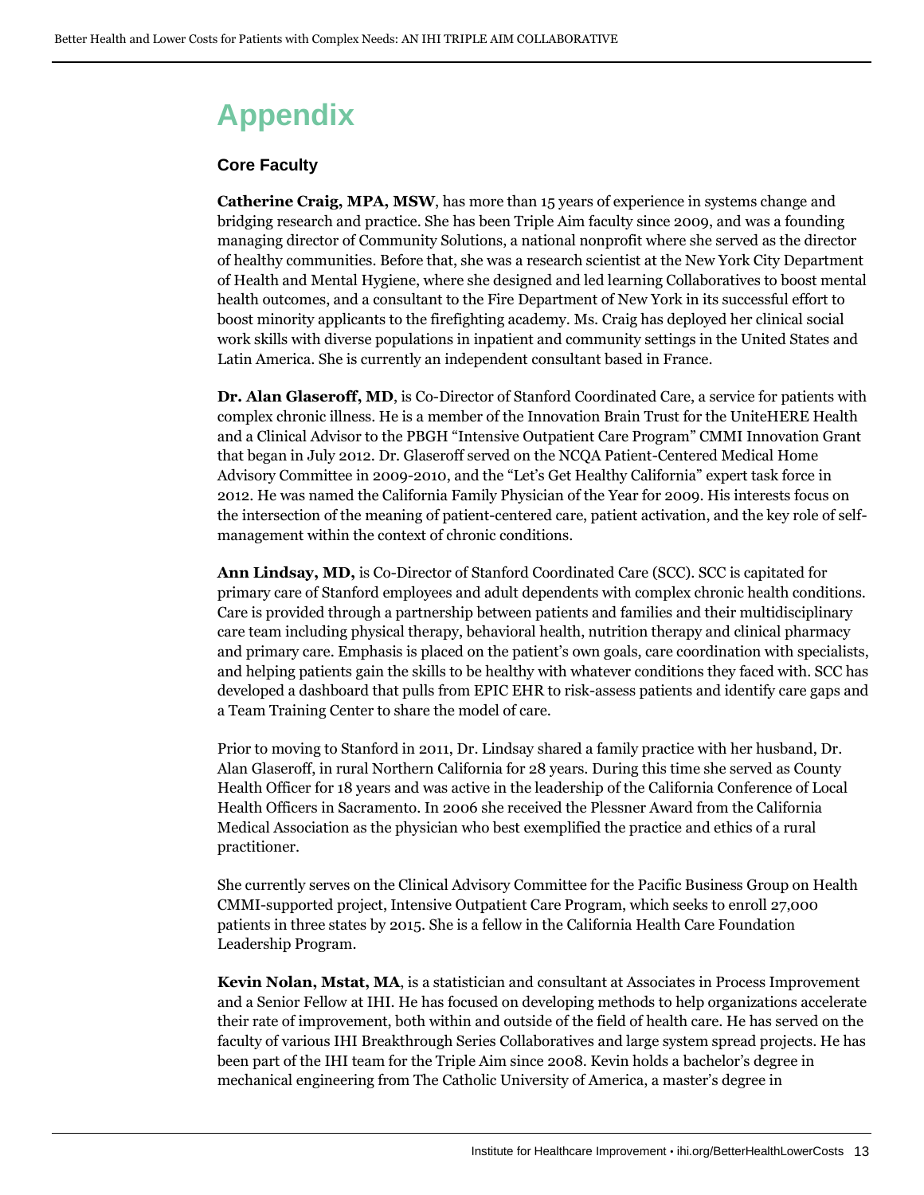# Appendix

## Core Faculty

**Catherine Craig, MPA, MSW**, has more than 15 years of experience in systems change and bridging research and practice. She has been Triple Aim faculty since 2009, and was a founding managing director of Community Solutions, a national nonprofit where she served as the director of healthy communities. Before that, she was a research scientist at the New York City Department of Health and Mental Hygiene, where she designed and led learning Collaboratives to boost mental health outcomes, and a consultant to the Fire Department of New York in its successful effort to boost minority applicants to the firefighting academy. Ms. Craig has deployed her clinical social work skills with diverse populations in inpatient and community settings in the United States and Latin America. She is currently an independent consultant based in France.

**Dr. Alan Glaseroff, MD**, is Co-Director of Stanford Coordinated Care, a service for patients with complex chronic illness. He is a member of the Innovation Brain Trust for the UniteHERE Health and a Clinical Advisor to the PBGH "Intensive Outpatient Care Program" CMMI Innovation Grant that began in July 2012. Dr. Glaseroff served on the NCQA Patient-Centered Medical Home Advisory Committee in 2009-2010, and the "Let's Get Healthy California" expert task force in 2012. He was named the California Family Physician of the Year for 2009. His interests focus on the intersection of the meaning of patient-centered care, patient activation, and the key role of self-management within the context of chronic conditions.

**Ann Lindsay, MD,** is Co-Director of Stanford Coordinated Care (SCC). SCC is capitated for primary care of Stanford employees and adult dependents with complex chronic health conditions. Care is provided through a partnership between patients and families and their multidisciplinary care team including physical therapy, behavioral health, nutrition therapy and clinical pharmacy and primary care. Emphasis is placed on the patient's own goals, care coordination with specialists, and helping patients gain the skills to be healthy with whatever conditions they faced with. SCC has developed a dashboard that pulls from EPIC EHR to risk-assess patients and identify care gaps and a Team Training Center to share the model of care.

Prior to moving to Stanford in 2011, Dr. Lindsay shared a family practice with her husband, Dr. Alan Glaseroff, in rural Northern California for 28 years. During this time she served as County Health Officer for 18 years and was active in the leadership of the California Conference of Local Health Officers in Sacramento. In 2006 she received the Plessner Award from the California Medical Association as the physician who best exemplified the practice and ethics of a rural practitioner.

She currently serves on the Clinical Advisory Committee for the Pacific Business Group on Health CMMI-supported project, Intensive Outpatient Care Program, which seeks to enroll 27,000 patients in three states by 2015. She is a fellow in the California Health Care Foundation Leadership Program.

**Kevin Nolan, Mstat, MA**, is a statistician and consultant at Associates in Process Improvement and a Senior Fellow at IHI. He has focused on developing methods to help organizations accelerate their rate of improvement, both within and outside of the field of health care. He has served on the faculty of various IHI Breakthrough Series Collaboratives and large system spread projects. He has been part of the IHI team for the Triple Aim since 2008. Kevin holds a bachelor's degree in mechanical engineering from The Catholic University of America, a master's degree in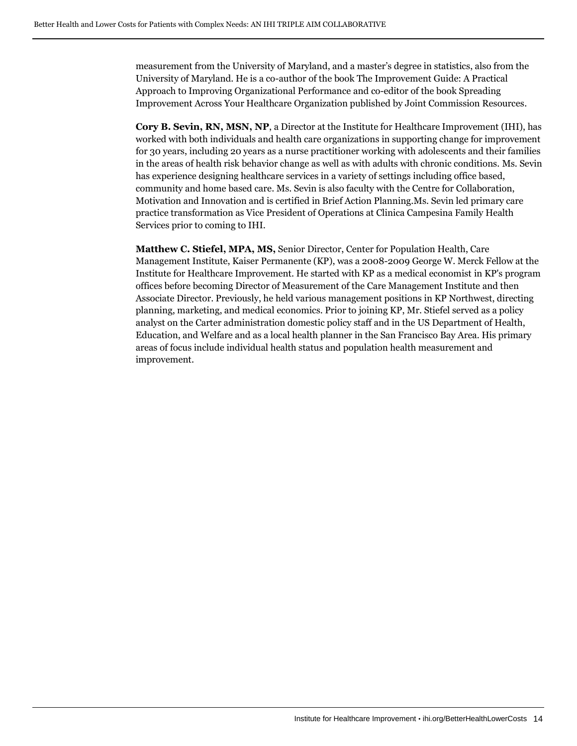measurement from the University of Maryland, and a master's degree in statistics, also from the University of Maryland. He is a co-author of the book The Improvement Guide: A Practical Approach to Improving Organizational Performance and co-editor of the book Spreading Improvement Across Your Healthcare Organization published by Joint Commission Resources.

**Cory B. Sevin, RN, MSN, NP**, a Director at the Institute for Healthcare Improvement (IHI), has worked with both individuals and health care organizations in supporting change for improvement for 30 years, including 20 years as a nurse practitioner working with adolescents and their families in the areas of health risk behavior change as well as with adults with chronic conditions. Ms. Sevin has experience designing healthcare services in a variety of settings including office based, community and home based care. Ms. Sevin is also faculty with the Centre for Collaboration, Motivation and Innovation and is certified in Brief Action Planning.Ms. Sevin led primary care practice transformation as Vice President of Operations at Clinica Campesina Family Health Services prior to coming to IHI.

**Matthew C. Stiefel, MPA, MS,** Senior Director, Center for Population Health, Care Management Institute, Kaiser Permanente (KP), was a 2008-2009 George W. Merck Fellow at the Institute for Healthcare Improvement. He started with KP as a medical economist in KP's program offices before becoming Director of Measurement of the Care Management Institute and then Associate Director. Previously, he held various management positions in KP Northwest, directing planning, marketing, and medical economics. Prior to joining KP, Mr. Stiefel served as a policy analyst on the Carter administration domestic policy staff and in the US Department of Health, Education, and Welfare and as a local health planner in the San Francisco Bay Area. His primary areas of focus include individual health status and population health measurement and improvement.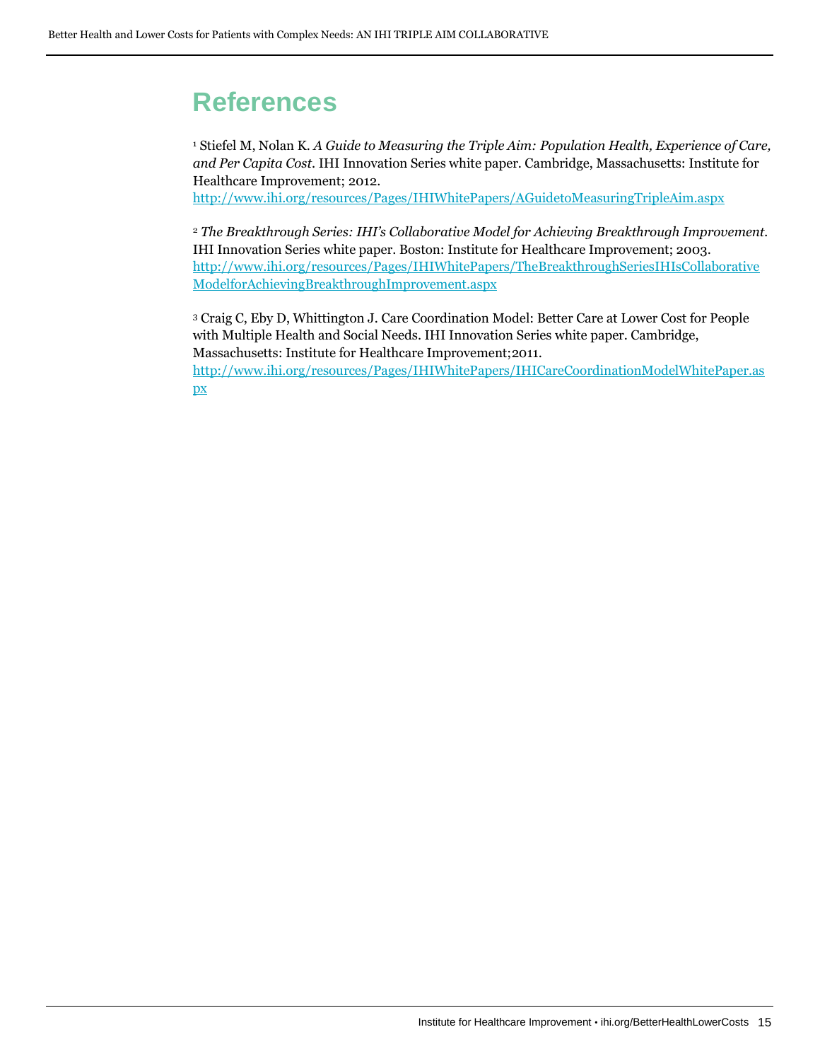# References

[1] Stiefel M, Nolan K. *A Guide to Measuring the Triple Aim: Population Health, Experience of Care, and Per Capita Cost*. IHI Innovation Series white paper. Cambridge, Massachusetts: Institute for Healthcare Improvement; 2012.
http://www.ihi.org/resources/Pages/IHIWhitePapers/AGuidetoMeasuringTripleAim.aspx

[2] *The Breakthrough Series: IHI's Collaborative Model for Achieving Breakthrough Improvement*. IHI Innovation Series white paper. Boston: Institute for Healthcare Improvement; 2003.
http://www.ihi.org/resources/Pages/IHIWhitePapers/TheBreakthroughSeriesIHIsCollaborativeModelforAchievingBreakthroughImprovement.aspx

[3] Craig C, Eby D, Whittington J. Care Coordination Model: Better Care at Lower Cost for People with Multiple Health and Social Needs. IHI Innovation Series white paper. Cambridge, Massachusetts: Institute for Healthcare Improvement;2011.
http://www.ihi.org/resources/Pages/IHIWhitePapers/IHICareCoordinationModelWhitePaper.aspx